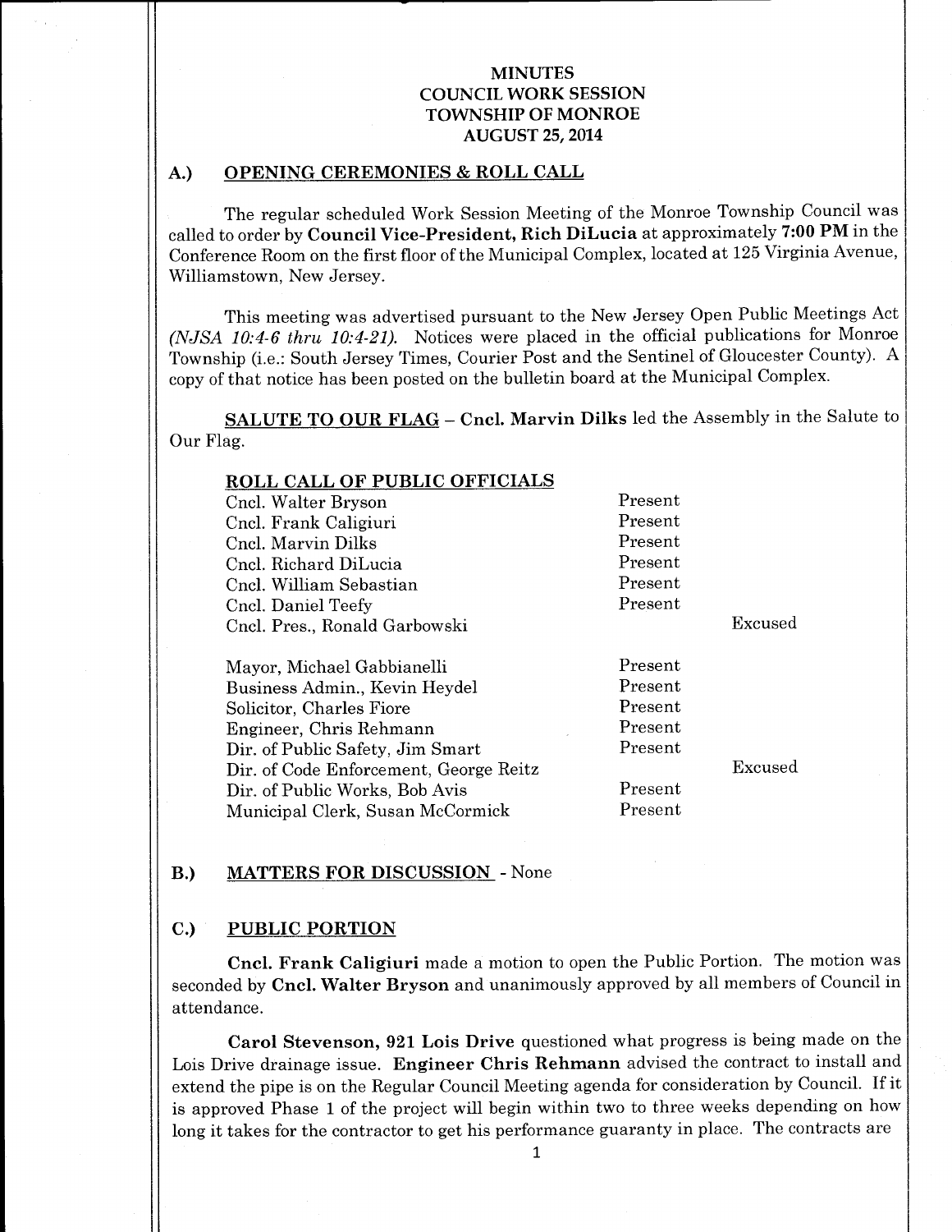# MINUTES
# COUNCIL WORK SESSION
# TOWNSHIP OF MONROE
# AUGUST 25, 2014

## A.) OPENING CEREMONIES & ROLL CALL

The regular scheduled Work Session Meeting of the Monroe Township Council was called to order by **Council Vice-President, Rich DiLucia** at approximately **7:00 PM** in the Conference Room on the first floor of the Municipal Complex, located at 125 Virginia Avenue, Williamstown, New Jersey.

This meeting was advertised pursuant to the New Jersey Open Public Meetings Act *(NJSA 10:4-6 thru 10:4-21)*. Notices were placed in the official publications for Monroe Township (i.e.: South Jersey Times, Courier Post and the Sentinel of Gloucester County). A copy of that notice has been posted on the bulletin board at the Municipal Complex.

**SALUTE TO OUR FLAG** – **Cncl. Marvin Dilks** led the Assembly in the Salute to Our Flag.

**ROLL CALL OF PUBLIC OFFICIALS**

| | | |
|---|---|---|
| Cncl. Walter Bryson | Present | |
| Cncl. Frank Caligiuri | Present | |
| Cncl. Marvin Dilks | Present | |
| Cncl. Richard DiLucia | Present | |
| Cncl. William Sebastian | Present | |
| Cncl. Daniel Teefy | Present | |
| Cncl. Pres., Ronald Garbowski | | Excused |
| Mayor, Michael Gabbianelli | Present | |
| Business Admin., Kevin Heydel | Present | |
| Solicitor, Charles Fiore | Present | |
| Engineer, Chris Rehmann | Present | |
| Dir. of Public Safety, Jim Smart | Present | |
| Dir. of Code Enforcement, George Reitz | | Excused |
| Dir. of Public Works, Bob Avis | Present | |
| Municipal Clerk, Susan McCormick | Present | |

## B.) MATTERS FOR DISCUSSION - None

## C.) PUBLIC PORTION

**Cncl. Frank Caligiuri** made a motion to open the Public Portion. The motion was seconded by **Cncl. Walter Bryson** and unanimously approved by all members of Council in attendance.

**Carol Stevenson, 921 Lois Drive** questioned what progress is being made on the Lois Drive drainage issue. **Engineer Chris Rehmann** advised the contract to install and extend the pipe is on the Regular Council Meeting agenda for consideration by Council. If it is approved Phase 1 of the project will begin within two to three weeks depending on how long it takes for the contractor to get his performance guaranty in place. The contracts are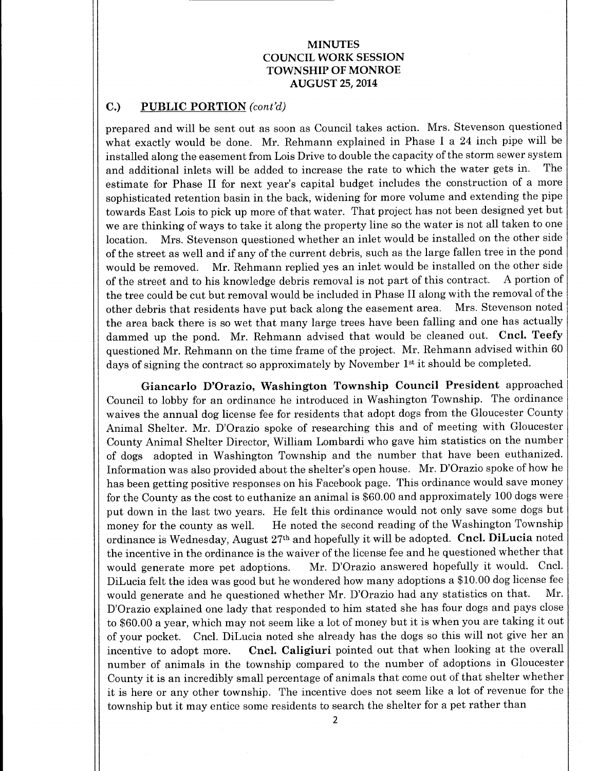# MINUTES
## COUNCIL WORK SESSION
## TOWNSHIP OF MONROE
## AUGUST 25, 2014

### C.) PUBLIC PORTION *(cont'd)*

prepared and will be sent out as soon as Council takes action. Mrs. Stevenson questioned what exactly would be done. Mr. Rehmann explained in Phase I a 24 inch pipe will be installed along the easement from Lois Drive to double the capacity of the storm sewer system and additional inlets will be added to increase the rate to which the water gets in. The estimate for Phase II for next year's capital budget includes the construction of a more sophisticated retention basin in the back, widening for more volume and extending the pipe towards East Lois to pick up more of that water. That project has not been designed yet but we are thinking of ways to take it along the property line so the water is not all taken to one location. Mrs. Stevenson questioned whether an inlet would be installed on the other side of the street as well and if any of the current debris, such as the large fallen tree in the pond would be removed. Mr. Rehmann replied yes an inlet would be installed on the other side of the street and to his knowledge debris removal is not part of this contract. A portion of the tree could be cut but removal would be included in Phase II along with the removal of the other debris that residents have put back along the easement area. Mrs. Stevenson noted the area back there is so wet that many large trees have been falling and one has actually dammed up the pond. Mr. Rehmann advised that would be cleaned out. **Cncl. Teefy** questioned Mr. Rehmann on the time frame of the project. Mr. Rehmann advised within 60 days of signing the contract so approximately by November 1st it should be completed.

**Giancarlo D'Orazio, Washington Township Council President** approached Council to lobby for an ordinance he introduced in Washington Township. The ordinance waives the annual dog license fee for residents that adopt dogs from the Gloucester County Animal Shelter. Mr. D'Orazio spoke of researching this and of meeting with Gloucester County Animal Shelter Director, William Lombardi who gave him statistics on the number of dogs adopted in Washington Township and the number that have been euthanized. Information was also provided about the shelter's open house. Mr. D'Orazio spoke of how he has been getting positive responses on his Facebook page. This ordinance would save money for the County as the cost to euthanize an animal is $60.00 and approximately 100 dogs were put down in the last two years. He felt this ordinance would not only save some dogs but money for the county as well. He noted the second reading of the Washington Township ordinance is Wednesday, August 27th and hopefully it will be adopted. **Cncl. DiLucia** noted the incentive in the ordinance is the waiver of the license fee and he questioned whether that would generate more pet adoptions. Mr. D'Orazio answered hopefully it would. Cncl. DiLucia felt the idea was good but he wondered how many adoptions a $10.00 dog license fee would generate and he questioned whether Mr. D'Orazio had any statistics on that. Mr. D'Orazio explained one lady that responded to him stated she has four dogs and pays close to $60.00 a year, which may not seem like a lot of money but it is when you are taking it out of your pocket. Cncl. DiLucia noted she already has the dogs so this will not give her an incentive to adopt more. **Cncl. Caligiuri** pointed out that when looking at the overall number of animals in the township compared to the number of adoptions in Gloucester County it is an incredibly small percentage of animals that come out of that shelter whether it is here or any other township. The incentive does not seem like a lot of revenue for the township but it may entice some residents to search the shelter for a pet rather than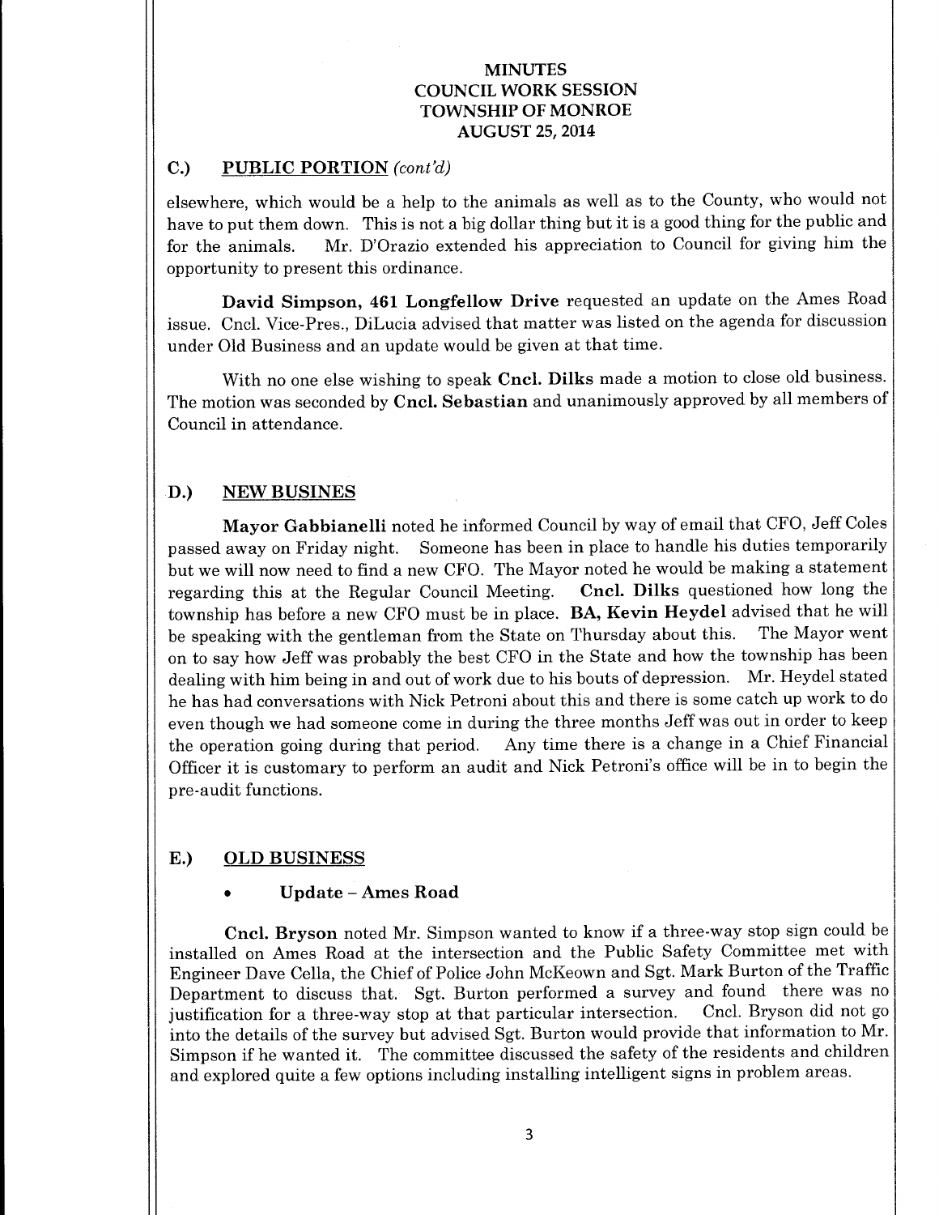**MINUTES**
**COUNCIL WORK SESSION**
**TOWNSHIP OF MONROE**
**AUGUST 25, 2014**

## C.) PUBLIC PORTION *(cont'd)*

elsewhere, which would be a help to the animals as well as to the County, who would not have to put them down. This is not a big dollar thing but it is a good thing for the public and for the animals. Mr. D'Orazio extended his appreciation to Council for giving him the opportunity to present this ordinance.

**David Simpson, 461 Longfellow Drive** requested an update on the Ames Road issue. Cncl. Vice-Pres., DiLucia advised that matter was listed on the agenda for discussion under Old Business and an update would be given at that time.

With no one else wishing to speak **Cncl. Dilks** made a motion to close old business. The motion was seconded by **Cncl. Sebastian** and unanimously approved by all members of Council in attendance.

## D.) NEW BUSINES

**Mayor Gabbianelli** noted he informed Council by way of email that CFO, Jeff Coles passed away on Friday night. Someone has been in place to handle his duties temporarily but we will now need to find a new CFO. The Mayor noted he would be making a statement regarding this at the Regular Council Meeting. **Cncl. Dilks** questioned how long the township has before a new CFO must be in place. **BA, Kevin Heydel** advised that he will be speaking with the gentleman from the State on Thursday about this. The Mayor went on to say how Jeff was probably the best CFO in the State and how the township has been dealing with him being in and out of work due to his bouts of depression. Mr. Heydel stated he has had conversations with Nick Petroni about this and there is some catch up work to do even though we had someone come in during the three months Jeff was out in order to keep the operation going during that period. Any time there is a change in a Chief Financial Officer it is customary to perform an audit and Nick Petroni's office will be in to begin the pre-audit functions.

## E.) OLD BUSINESS

- **Update – Ames Road**

**Cncl. Bryson** noted Mr. Simpson wanted to know if a three-way stop sign could be installed on Ames Road at the intersection and the Public Safety Committee met with Engineer Dave Cella, the Chief of Police John McKeown and Sgt. Mark Burton of the Traffic Department to discuss that. Sgt. Burton performed a survey and found there was no justification for a three-way stop at that particular intersection. Cncl. Bryson did not go into the details of the survey but advised Sgt. Burton would provide that information to Mr. Simpson if he wanted it. The committee discussed the safety of the residents and children and explored quite a few options including installing intelligent signs in problem areas.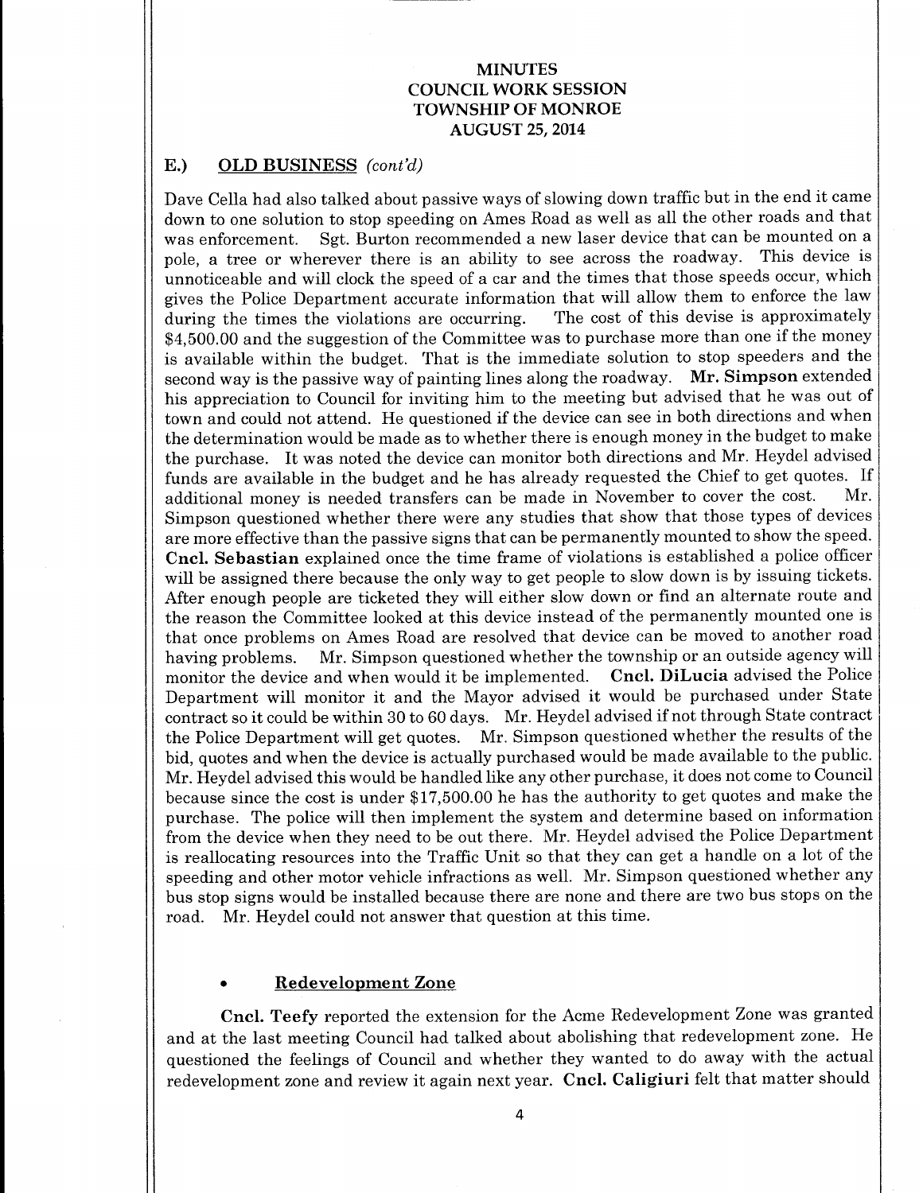# MINUTES
# COUNCIL WORK SESSION
# TOWNSHIP OF MONROE
# AUGUST 25, 2014

## E.) OLD BUSINESS *(cont'd)*

Dave Cella had also talked about passive ways of slowing down traffic but in the end it came down to one solution to stop speeding on Ames Road as well as all the other roads and that was enforcement. Sgt. Burton recommended a new laser device that can be mounted on a pole, a tree or wherever there is an ability to see across the roadway. This device is unnoticeable and will clock the speed of a car and the times that those speeds occur, which gives the Police Department accurate information that will allow them to enforce the law during the times the violations are occurring. The cost of this devise is approximately $4,500.00 and the suggestion of the Committee was to purchase more than one if the money is available within the budget. That is the immediate solution to stop speeders and the second way is the passive way of painting lines along the roadway. **Mr. Simpson** extended his appreciation to Council for inviting him to the meeting but advised that he was out of town and could not attend. He questioned if the device can see in both directions and when the determination would be made as to whether there is enough money in the budget to make the purchase. It was noted the device can monitor both directions and Mr. Heydel advised funds are available in the budget and he has already requested the Chief to get quotes. If additional money is needed transfers can be made in November to cover the cost. Mr. Simpson questioned whether there were any studies that show that those types of devices are more effective than the passive signs that can be permanently mounted to show the speed. **Cncl. Sebastian** explained once the time frame of violations is established a police officer will be assigned there because the only way to get people to slow down is by issuing tickets. After enough people are ticketed they will either slow down or find an alternate route and the reason the Committee looked at this device instead of the permanently mounted one is that once problems on Ames Road are resolved that device can be moved to another road having problems. Mr. Simpson questioned whether the township or an outside agency will monitor the device and when would it be implemented. **Cncl. DiLucia** advised the Police Department will monitor it and the Mayor advised it would be purchased under State contract so it could be within 30 to 60 days. Mr. Heydel advised if not through State contract the Police Department will get quotes. Mr. Simpson questioned whether the results of the bid, quotes and when the device is actually purchased would be made available to the public. Mr. Heydel advised this would be handled like any other purchase, it does not come to Council because since the cost is under $17,500.00 he has the authority to get quotes and make the purchase. The police will then implement the system and determine based on information from the device when they need to be out there. Mr. Heydel advised the Police Department is reallocating resources into the Traffic Unit so that they can get a handle on a lot of the speeding and other motor vehicle infractions as well. Mr. Simpson questioned whether any bus stop signs would be installed because there are none and there are two bus stops on the road. Mr. Heydel could not answer that question at this time.

- **Redevelopment Zone**

**Cncl. Teefy** reported the extension for the Acme Redevelopment Zone was granted and at the last meeting Council had talked about abolishing that redevelopment zone. He questioned the feelings of Council and whether they wanted to do away with the actual redevelopment zone and review it again next year. **Cncl. Caligiuri** felt that matter should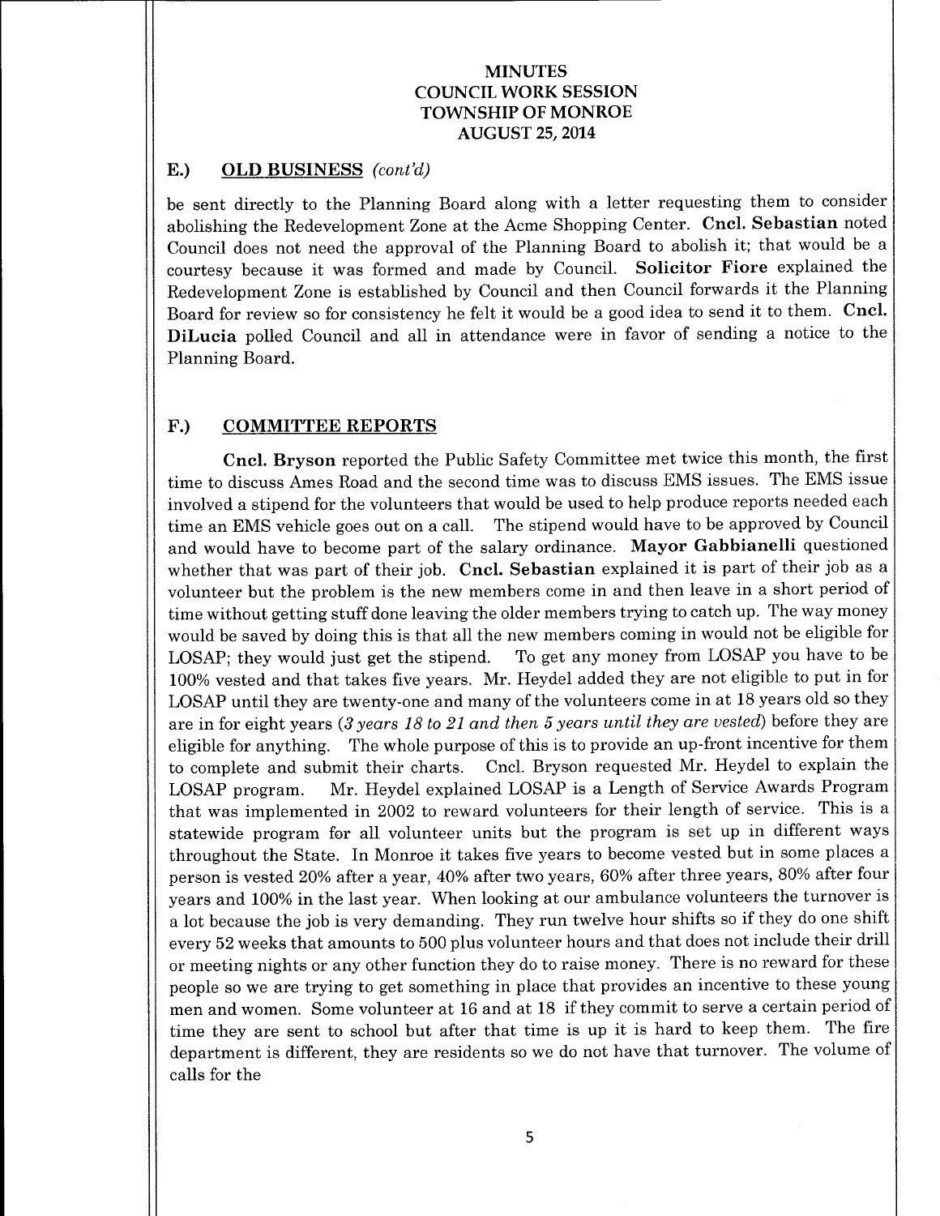## E.) OLD BUSINESS *(cont'd)*

be sent directly to the Planning Board along with a letter requesting them to consider abolishing the Redevelopment Zone at the Acme Shopping Center. **Cncl. Sebastian** noted Council does not need the approval of the Planning Board to abolish it; that would be a courtesy because it was formed and made by Council. **Solicitor Fiore** explained the Redevelopment Zone is established by Council and then Council forwards it the Planning Board for review so for consistency he felt it would be a good idea to send it to them. **Cncl. DiLucia** polled Council and all in attendance were in favor of sending a notice to the Planning Board.

## F.) COMMITTEE REPORTS

**Cncl. Bryson** reported the Public Safety Committee met twice this month, the first time to discuss Ames Road and the second time was to discuss EMS issues. The EMS issue involved a stipend for the volunteers that would be used to help produce reports needed each time an EMS vehicle goes out on a call. The stipend would have to be approved by Council and would have to become part of the salary ordinance. **Mayor Gabbianelli** questioned whether that was part of their job. **Cncl. Sebastian** explained it is part of their job as a volunteer but the problem is the new members come in and then leave in a short period of time without getting stuff done leaving the older members trying to catch up. The way money would be saved by doing this is that all the new members coming in would not be eligible for LOSAP; they would just get the stipend. To get any money from LOSAP you have to be 100% vested and that takes five years. Mr. Heydel added they are not eligible to put in for LOSAP until they are twenty-one and many of the volunteers come in at 18 years old so they are in for eight years (*3 years 18 to 21 and then 5 years until they are vested*) before they are eligible for anything. The whole purpose of this is to provide an up-front incentive for them to complete and submit their charts. Cncl. Bryson requested Mr. Heydel to explain the LOSAP program. Mr. Heydel explained LOSAP is a Length of Service Awards Program that was implemented in 2002 to reward volunteers for their length of service. This is a statewide program for all volunteer units but the program is set up in different ways throughout the State. In Monroe it takes five years to become vested but in some places a person is vested 20% after a year, 40% after two years, 60% after three years, 80% after four years and 100% in the last year. When looking at our ambulance volunteers the turnover is a lot because the job is very demanding. They run twelve hour shifts so if they do one shift every 52 weeks that amounts to 500 plus volunteer hours and that does not include their drill or meeting nights or any other function they do to raise money. There is no reward for these people so we are trying to get something in place that provides an incentive to these young men and women. Some volunteer at 16 and at 18 if they commit to serve a certain period of time they are sent to school but after that time is up it is hard to keep them. The fire department is different, they are residents so we do not have that turnover. The volume of calls for the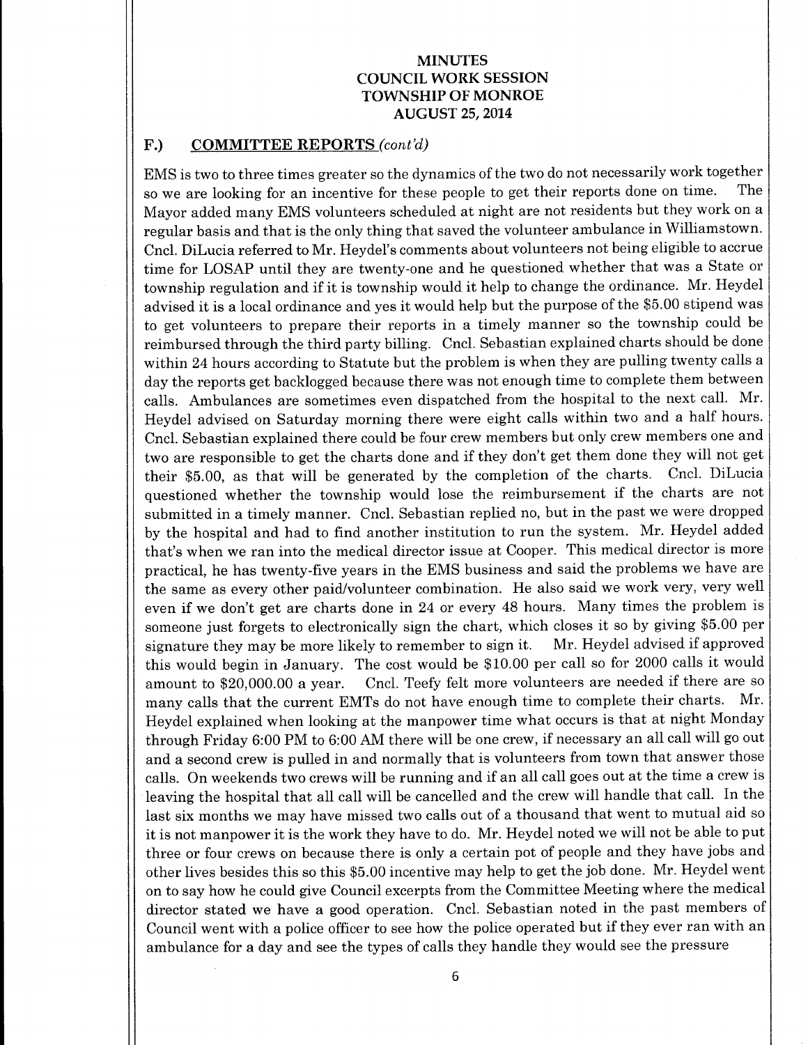**MINUTES**
**COUNCIL WORK SESSION**
**TOWNSHIP OF MONROE**
**AUGUST 25, 2014**

## F.) COMMITTEE REPORTS *(cont'd)*

EMS is two to three times greater so the dynamics of the two do not necessarily work together so we are looking for an incentive for these people to get their reports done on time. The Mayor added many EMS volunteers scheduled at night are not residents but they work on a regular basis and that is the only thing that saved the volunteer ambulance in Williamstown. Cncl. DiLucia referred to Mr. Heydel's comments about volunteers not being eligible to accrue time for LOSAP until they are twenty-one and he questioned whether that was a State or township regulation and if it is township would it help to change the ordinance. Mr. Heydel advised it is a local ordinance and yes it would help but the purpose of the $5.00 stipend was to get volunteers to prepare their reports in a timely manner so the township could be reimbursed through the third party billing. Cncl. Sebastian explained charts should be done within 24 hours according to Statute but the problem is when they are pulling twenty calls a day the reports get backlogged because there was not enough time to complete them between calls. Ambulances are sometimes even dispatched from the hospital to the next call. Mr. Heydel advised on Saturday morning there were eight calls within two and a half hours. Cncl. Sebastian explained there could be four crew members but only crew members one and two are responsible to get the charts done and if they don't get them done they will not get their $5.00, as that will be generated by the completion of the charts. Cncl. DiLucia questioned whether the township would lose the reimbursement if the charts are not submitted in a timely manner. Cncl. Sebastian replied no, but in the past we were dropped by the hospital and had to find another institution to run the system. Mr. Heydel added that's when we ran into the medical director issue at Cooper. This medical director is more practical, he has twenty-five years in the EMS business and said the problems we have are the same as every other paid/volunteer combination. He also said we work very, very well even if we don't get are charts done in 24 or every 48 hours. Many times the problem is someone just forgets to electronically sign the chart, which closes it so by giving $5.00 per signature they may be more likely to remember to sign it. Mr. Heydel advised if approved this would begin in January. The cost would be $10.00 per call so for 2000 calls it would amount to $20,000.00 a year. Cncl. Teefy felt more volunteers are needed if there are so many calls that the current EMTs do not have enough time to complete their charts. Mr. Heydel explained when looking at the manpower time what occurs is that at night Monday through Friday 6:00 PM to 6:00 AM there will be one crew, if necessary an all call will go out and a second crew is pulled in and normally that is volunteers from town that answer those calls. On weekends two crews will be running and if an all call goes out at the time a crew is leaving the hospital that all call will be cancelled and the crew will handle that call. In the last six months we may have missed two calls out of a thousand that went to mutual aid so it is not manpower it is the work they have to do. Mr. Heydel noted we will not be able to put three or four crews on because there is only a certain pot of people and they have jobs and other lives besides this so this $5.00 incentive may help to get the job done. Mr. Heydel went on to say how he could give Council excerpts from the Committee Meeting where the medical director stated we have a good operation. Cncl. Sebastian noted in the past members of Council went with a police officer to see how the police operated but if they ever ran with an ambulance for a day and see the types of calls they handle they would see the pressure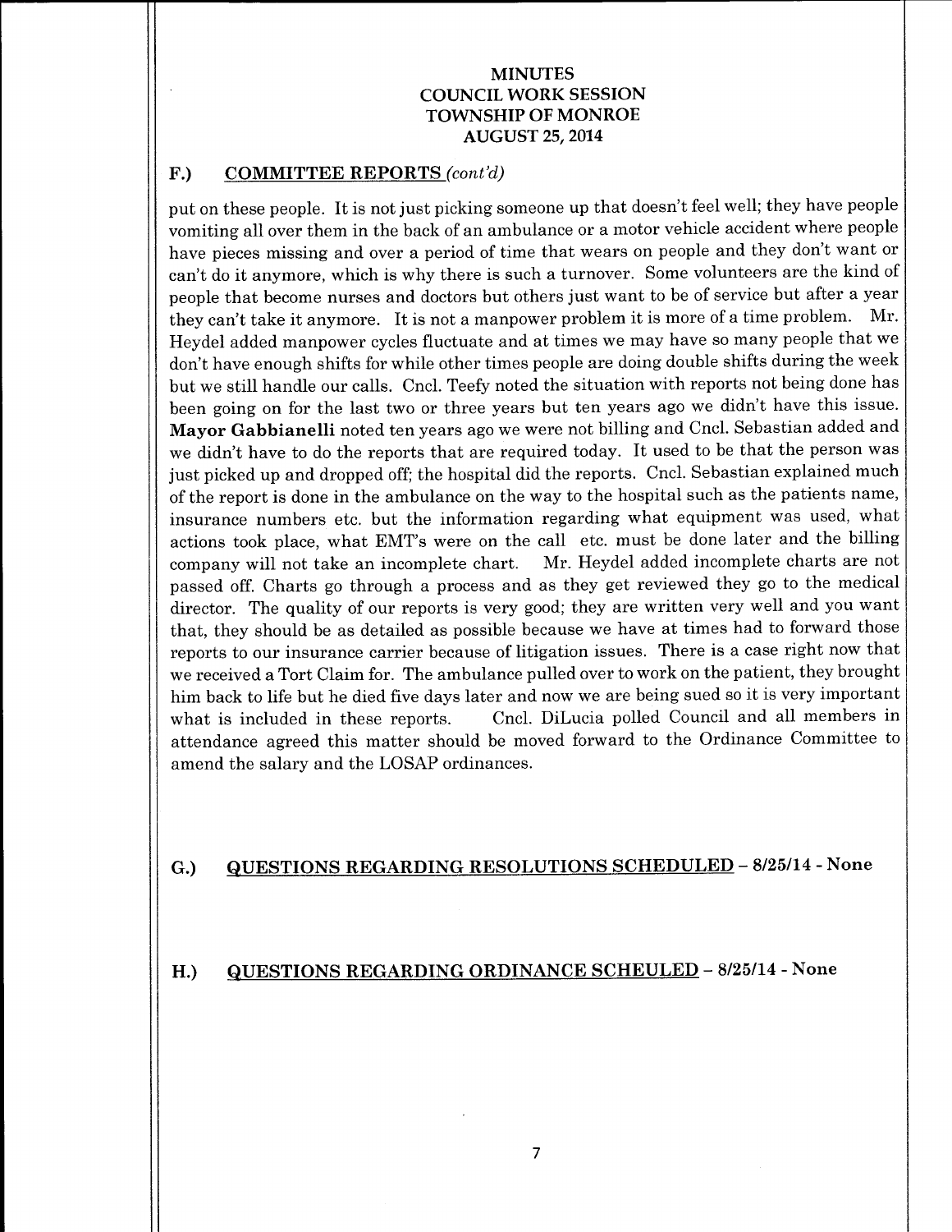## F.) COMMITTEE REPORTS *(cont'd)*

put on these people. It is not just picking someone up that doesn't feel well; they have people vomiting all over them in the back of an ambulance or a motor vehicle accident where people have pieces missing and over a period of time that wears on people and they don't want or can't do it anymore, which is why there is such a turnover. Some volunteers are the kind of people that become nurses and doctors but others just want to be of service but after a year they can't take it anymore. It is not a manpower problem it is more of a time problem. Mr. Heydel added manpower cycles fluctuate and at times we may have so many people that we don't have enough shifts for while other times people are doing double shifts during the week but we still handle our calls. Cncl. Teefy noted the situation with reports not being done has been going on for the last two or three years but ten years ago we didn't have this issue. **Mayor Gabbianelli** noted ten years ago we were not billing and Cncl. Sebastian added and we didn't have to do the reports that are required today. It used to be that the person was just picked up and dropped off; the hospital did the reports. Cncl. Sebastian explained much of the report is done in the ambulance on the way to the hospital such as the patients name, insurance numbers etc. but the information regarding what equipment was used, what actions took place, what EMT's were on the call etc. must be done later and the billing company will not take an incomplete chart. Mr. Heydel added incomplete charts are not passed off. Charts go through a process and as they get reviewed they go to the medical director. The quality of our reports is very good; they are written very well and you want that, they should be as detailed as possible because we have at times had to forward those reports to our insurance carrier because of litigation issues. There is a case right now that we received a Tort Claim for. The ambulance pulled over to work on the patient, they brought him back to life but he died five days later and now we are being sued so it is very important what is included in these reports. Cncl. DiLucia polled Council and all members in attendance agreed this matter should be moved forward to the Ordinance Committee to amend the salary and the LOSAP ordinances.

## G.) QUESTIONS REGARDING RESOLUTIONS SCHEDULED – 8/25/14 - None

## H.) QUESTIONS REGARDING ORDINANCE SCHEULED – 8/25/14 - None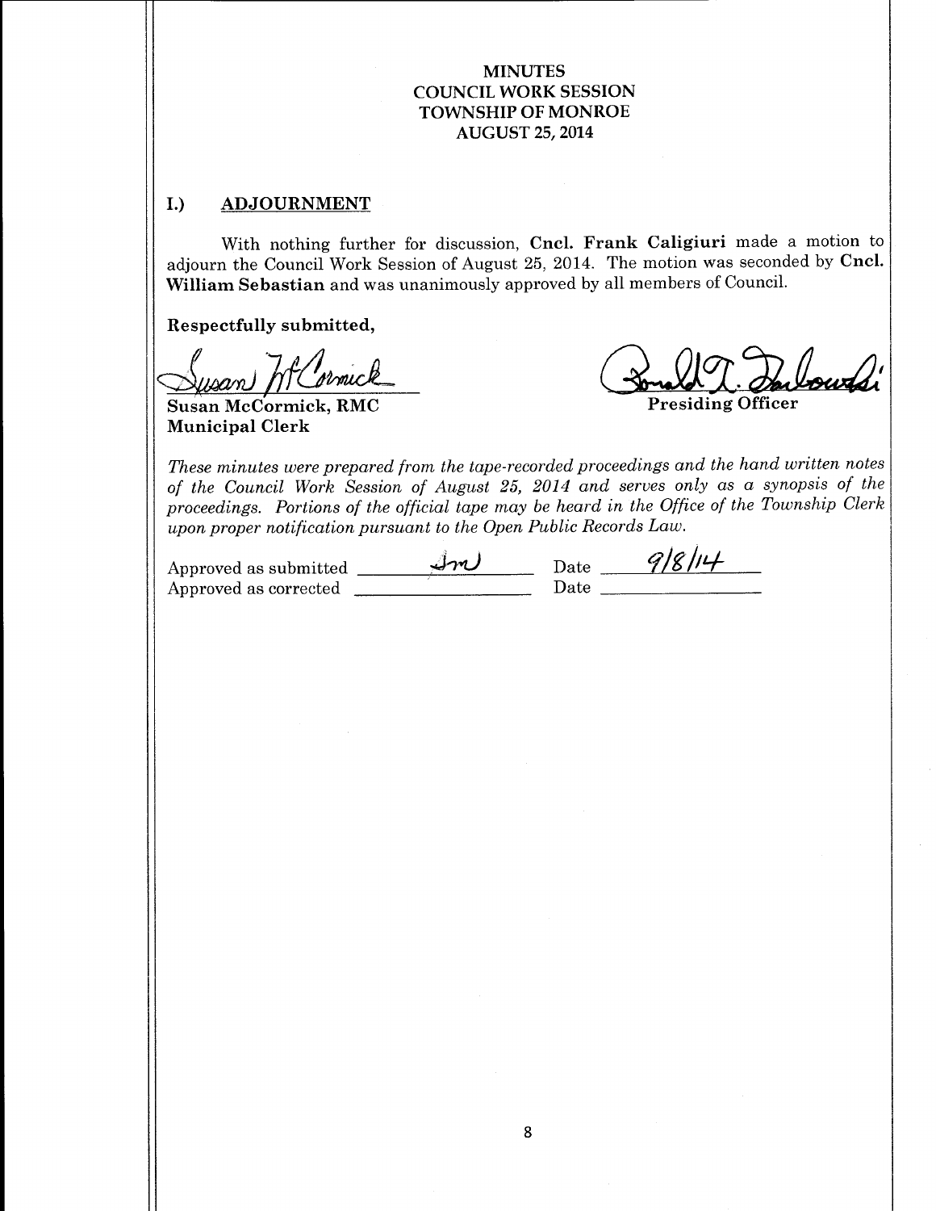MINUTES
COUNCIL WORK SESSION
TOWNSHIP OF MONROE
AUGUST 25, 2014

## I.) ADJOURNMENT

With nothing further for discussion, **Cncl. Frank Caligiuri** made a motion to adjourn the Council Work Session of August 25, 2014. The motion was seconded by **Cncl. William Sebastian** and was unanimously approved by all members of Council.

**Respectfully submitted,**

Susan McCormick

**Susan McCormick, RMC**
**Municipal Clerk**

Ronald T. Dalkowski

**Presiding Officer**

*These minutes were prepared from the tape-recorded proceedings and the hand written notes of the Council Work Session of August 25, 2014 and serves only as a synopsis of the proceedings. Portions of the official tape may be heard in the Office of the Township Clerk upon proper notification pursuant to the Open Public Records Law.*

Approved as submitted ___JM___ Date ___9/8/14___
Approved as corrected ______________ Date ______________